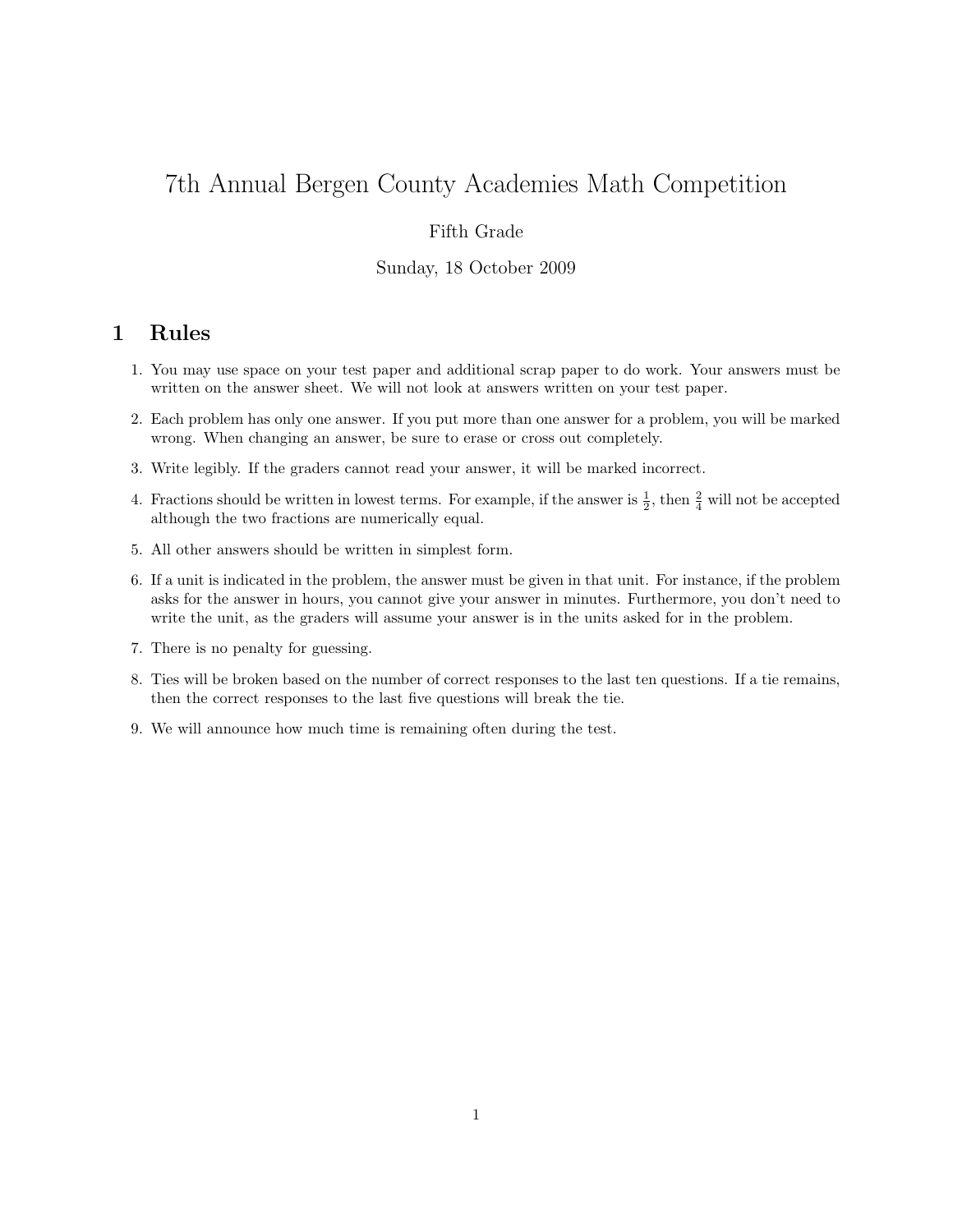# 7th Annual Bergen County Academies Math Competition

Fifth Grade

Sunday, 18 October 2009

## 1 Rules

1. You may use space on your test paper and additional scrap paper to do work. Your answers must be written on the answer sheet. We will not look at answers written on your test paper.
2. Each problem has only one answer. If you put more than one answer for a problem, you will be marked wrong. When changing an answer, be sure to erase or cross out completely.
3. Write legibly. If the graders cannot read your answer, it will be marked incorrect.
4. Fractions should be written in lowest terms. For example, if the answer is $\frac{1}{2}$, then $\frac{2}{4}$ will not be accepted although the two fractions are numerically equal.
5. All other answers should be written in simplest form.
6. If a unit is indicated in the problem, the answer must be given in that unit. For instance, if the problem asks for the answer in hours, you cannot give your answer in minutes. Furthermore, you don't need to write the unit, as the graders will assume your answer is in the units asked for in the problem.
7. There is no penalty for guessing.
8. Ties will be broken based on the number of correct responses to the last ten questions. If a tie remains, then the correct responses to the last five questions will break the tie.
9. We will announce how much time is remaining often during the test.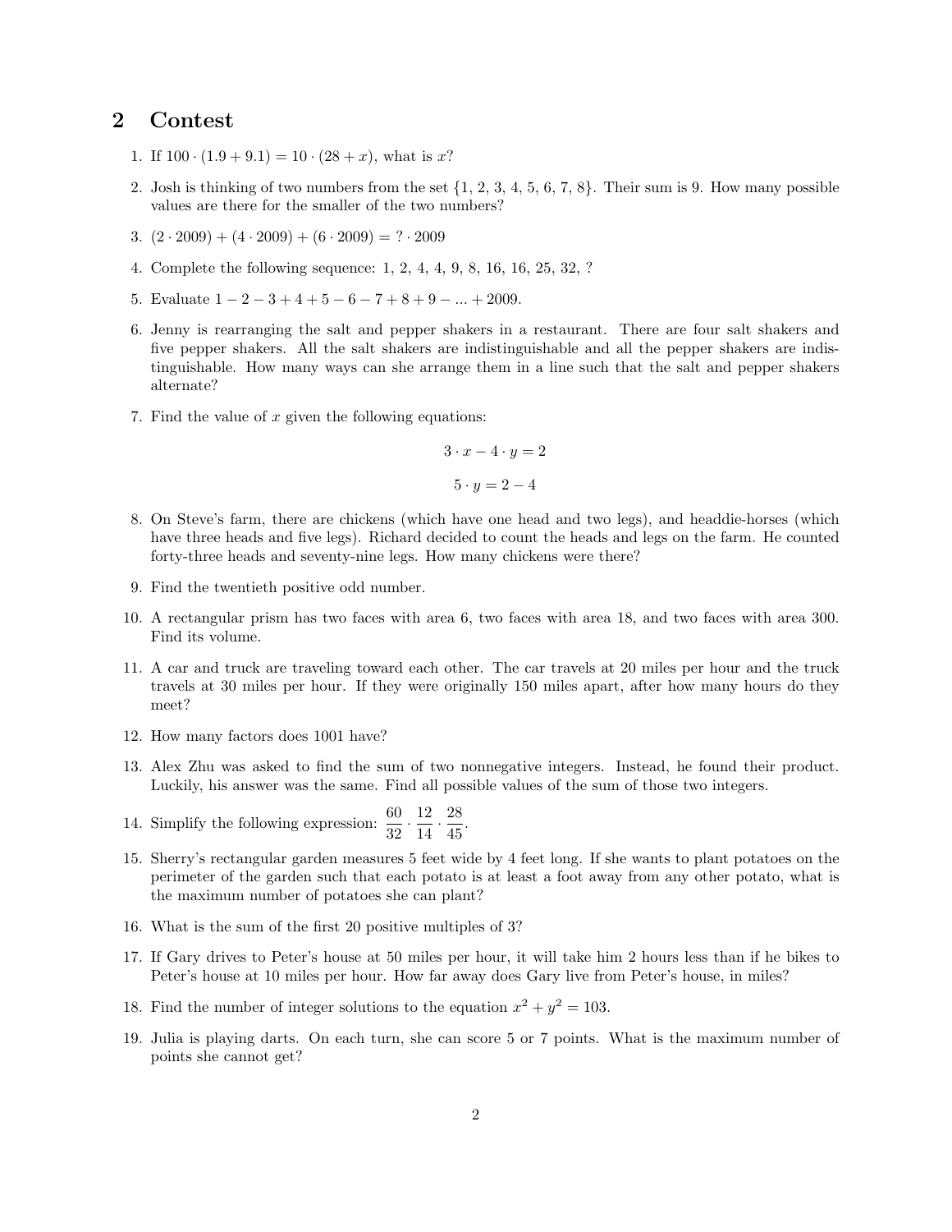## 2 Contest

1. If $100 \cdot (1.9 + 9.1) = 10 \cdot (28 + x)$, what is $x$?

2. Josh is thinking of two numbers from the set $\{1, 2, 3, 4, 5, 6, 7, 8\}$. Their sum is 9. How many possible values are there for the smaller of the two numbers?

3. $(2 \cdot 2009) + (4 \cdot 2009) + (6 \cdot 2009) = ? \cdot 2009$

4. Complete the following sequence: 1, 2, 4, 4, 9, 8, 16, 16, 25, 32, ?

5. Evaluate $1 - 2 - 3 + 4 + 5 - 6 - 7 + 8 + 9 - ... + 2009$.

6. Jenny is rearranging the salt and pepper shakers in a restaurant. There are four salt shakers and five pepper shakers. All the salt shakers are indistinguishable and all the pepper shakers are indistinguishable. How many ways can she arrange them in a line such that the salt and pepper shakers alternate?

7. Find the value of $x$ given the following equations:

$$3 \cdot x - 4 \cdot y = 2$$

$$5 \cdot y = 2 - 4$$

8. On Steve's farm, there are chickens (which have one head and two legs), and headdie-horses (which have three heads and five legs). Richard decided to count the heads and legs on the farm. He counted forty-three heads and seventy-nine legs. How many chickens were there?

9. Find the twentieth positive odd number.

10. A rectangular prism has two faces with area 6, two faces with area 18, and two faces with area 300. Find its volume.

11. A car and truck are traveling toward each other. The car travels at 20 miles per hour and the truck travels at 30 miles per hour. If they were originally 150 miles apart, after how many hours do they meet?

12. How many factors does 1001 have?

13. Alex Zhu was asked to find the sum of two nonnegative integers. Instead, he found their product. Luckily, his answer was the same. Find all possible values of the sum of those two integers.

14. Simplify the following expression: $\frac{60}{32} \cdot \frac{12}{14} \cdot \frac{28}{45}$.

15. Sherry's rectangular garden measures 5 feet wide by 4 feet long. If she wants to plant potatoes on the perimeter of the garden such that each potato is at least a foot away from any other potato, what is the maximum number of potatoes she can plant?

16. What is the sum of the first 20 positive multiples of 3?

17. If Gary drives to Peter's house at 50 miles per hour, it will take him 2 hours less than if he bikes to Peter's house at 10 miles per hour. How far away does Gary live from Peter's house, in miles?

18. Find the number of integer solutions to the equation $x^2 + y^2 = 103$.

19. Julia is playing darts. On each turn, she can score 5 or 7 points. What is the maximum number of points she cannot get?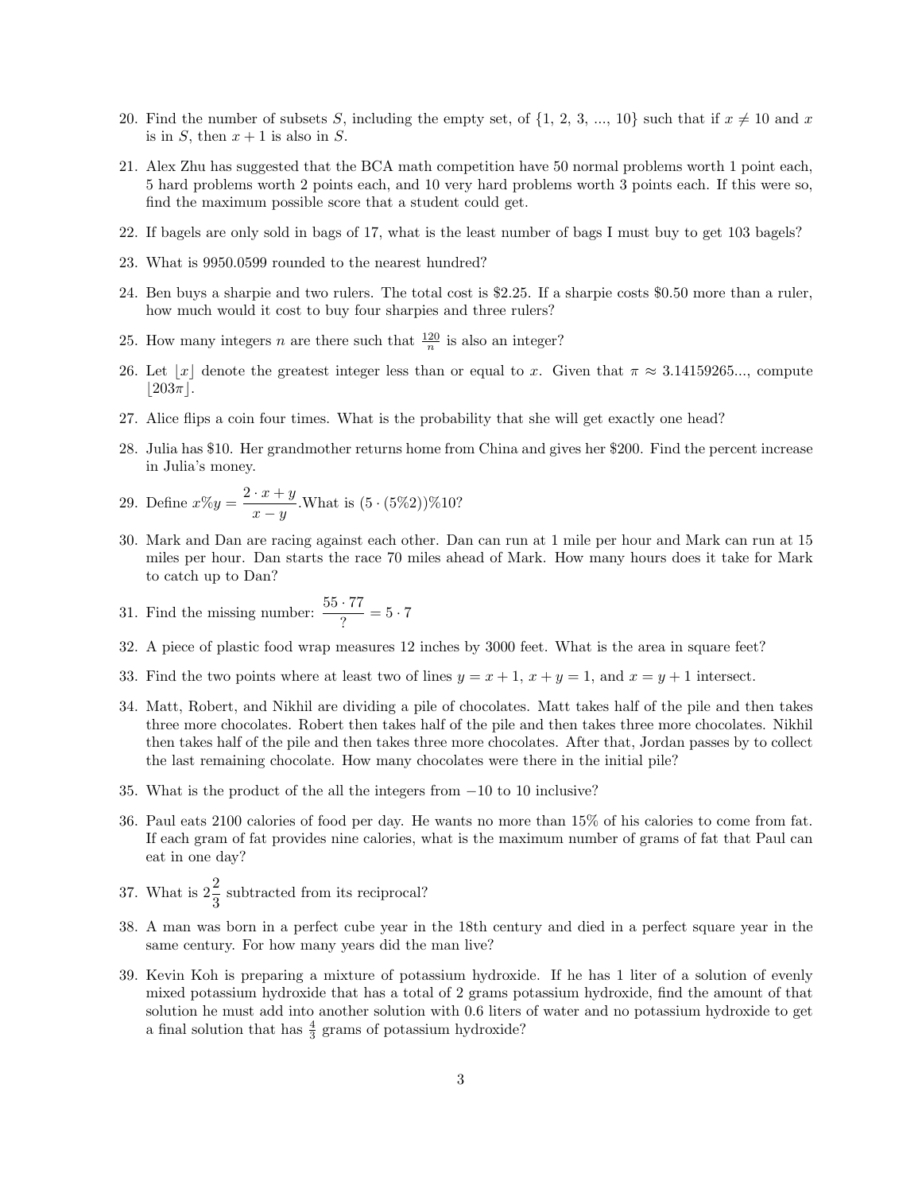20. Find the number of subsets $S$, including the empty set, of $\{1, 2, 3, ..., 10\}$ such that if $x \neq 10$ and $x$ is in $S$, then $x + 1$ is also in $S$.

21. Alex Zhu has suggested that the BCA math competition have 50 normal problems worth 1 point each, 5 hard problems worth 2 points each, and 10 very hard problems worth 3 points each. If this were so, find the maximum possible score that a student could get.

22. If bagels are only sold in bags of 17, what is the least number of bags I must buy to get 103 bagels?

23. What is 9950.0599 rounded to the nearest hundred?

24. Ben buys a sharpie and two rulers. The total cost is \$2.25. If a sharpie costs \$0.50 more than a ruler, how much would it cost to buy four sharpies and three rulers?

25. How many integers $n$ are there such that $\frac{120}{n}$ is also an integer?

26. Let $\lfloor x \rfloor$ denote the greatest integer less than or equal to $x$. Given that $\pi \approx 3.14159265...$, compute $\lfloor 203\pi \rfloor$.

27. Alice flips a coin four times. What is the probability that she will get exactly one head?

28. Julia has \$10. Her grandmother returns home from China and gives her \$200. Find the percent increase in Julia's money.

29. Define $x\%y = \dfrac{2 \cdot x + y}{x - y}$. What is $(5 \cdot (5\%2))\%10$?

30. Mark and Dan are racing against each other. Dan can run at 1 mile per hour and Mark can run at 15 miles per hour. Dan starts the race 70 miles ahead of Mark. How many hours does it take for Mark to catch up to Dan?

31. Find the missing number: $\dfrac{55 \cdot 77}{?} = 5 \cdot 7$

32. A piece of plastic food wrap measures 12 inches by 3000 feet. What is the area in square feet?

33. Find the two points where at least two of lines $y = x + 1$, $x + y = 1$, and $x = y + 1$ intersect.

34. Matt, Robert, and Nikhil are dividing a pile of chocolates. Matt takes half of the pile and then takes three more chocolates. Robert then takes half of the pile and then takes three more chocolates. Nikhil then takes half of the pile and then takes three more chocolates. After that, Jordan passes by to collect the last remaining chocolate. How many chocolates were there in the initial pile?

35. What is the product of the all the integers from $-10$ to $10$ inclusive?

36. Paul eats 2100 calories of food per day. He wants no more than 15% of his calories to come from fat. If each gram of fat provides nine calories, what is the maximum number of grams of fat that Paul can eat in one day?

37. What is $2\dfrac{2}{3}$ subtracted from its reciprocal?

38. A man was born in a perfect cube year in the 18th century and died in a perfect square year in the same century. For how many years did the man live?

39. Kevin Koh is preparing a mixture of potassium hydroxide. If he has 1 liter of a solution of evenly mixed potassium hydroxide that has a total of 2 grams potassium hydroxide, find the amount of that solution he must add into another solution with 0.6 liters of water and no potassium hydroxide to get a final solution that has $\frac{4}{3}$ grams of potassium hydroxide?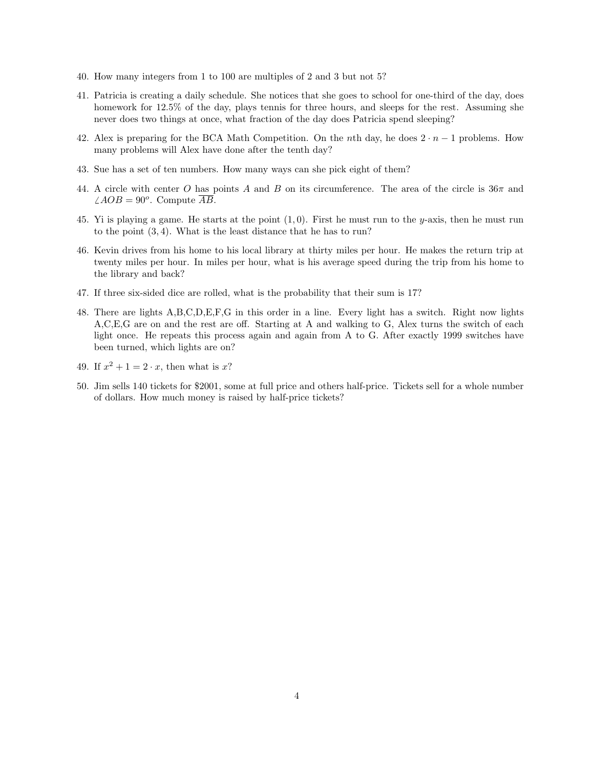40. How many integers from 1 to 100 are multiples of 2 and 3 but not 5?

41. Patricia is creating a daily schedule. She notices that she goes to school for one-third of the day, does homework for 12.5% of the day, plays tennis for three hours, and sleeps for the rest. Assuming she never does two things at once, what fraction of the day does Patricia spend sleeping?

42. Alex is preparing for the BCA Math Competition. On the $n$th day, he does $2 \cdot n - 1$ problems. How many problems will Alex have done after the tenth day?

43. Sue has a set of ten numbers. How many ways can she pick eight of them?

44. A circle with center $O$ has points $A$ and $B$ on its circumference. The area of the circle is $36\pi$ and $\angle AOB = 90^o$. Compute $\overline{AB}$.

45. Yi is playing a game. He starts at the point $(1, 0)$. First he must run to the $y$-axis, then he must run to the point $(3, 4)$. What is the least distance that he has to run?

46. Kevin drives from his home to his local library at thirty miles per hour. He makes the return trip at twenty miles per hour. In miles per hour, what is his average speed during the trip from his home to the library and back?

47. If three six-sided dice are rolled, what is the probability that their sum is 17?

48. There are lights A,B,C,D,E,F,G in this order in a line. Every light has a switch. Right now lights A,C,E,G are on and the rest are off. Starting at A and walking to G, Alex turns the switch of each light once. He repeats this process again and again from A to G. After exactly 1999 switches have been turned, which lights are on?

49. If $x^2 + 1 = 2 \cdot x$, then what is $x$?

50. Jim sells 140 tickets for \$2001, some at full price and others half-price. Tickets sell for a whole number of dollars. How much money is raised by half-price tickets?